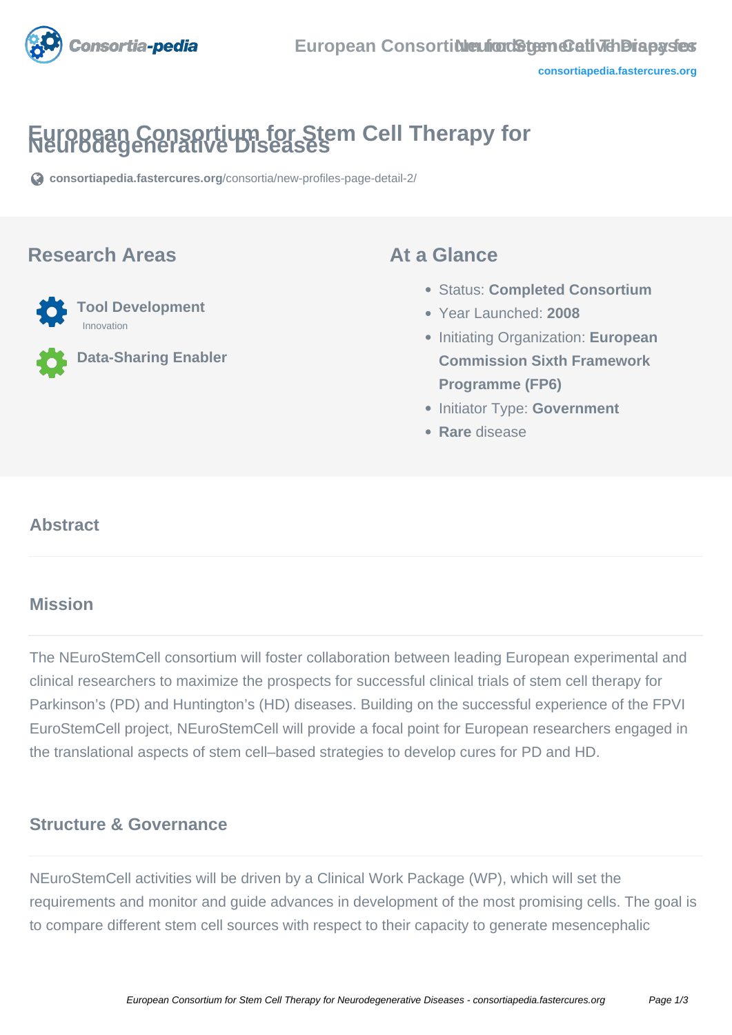# European Consortium for Stem Cell Therapy for Neurodegenerative Diseases

consortiapedia.fastercures.org/consortia/new-profiles-page-detail-2/

## Research Areas

**Tool Development**
Innovation

**Data-Sharing Enabler**

## At a Glance

- Status: **Completed Consortium**
- Year Launched: **2008**
- Initiating Organization: **European Commission Sixth Framework Programme (FP6)**
- Initiator Type: **Government**
- **Rare** disease

## Abstract

## Mission

The NEuroStemCell consortium will foster collaboration between leading European experimental and clinical researchers to maximize the prospects for successful clinical trials of stem cell therapy for Parkinson's (PD) and Huntington's (HD) diseases. Building on the successful experience of the FPVI EuroStemCell project, NEuroStemCell will provide a focal point for European researchers engaged in the translational aspects of stem cell–based strategies to develop cures for PD and HD.

## Structure & Governance

NEuroStemCell activities will be driven by a Clinical Work Package (WP), which will set the requirements and monitor and guide advances in development of the most promising cells. The goal is to compare different stem cell sources with respect to their capacity to generate mesencephalic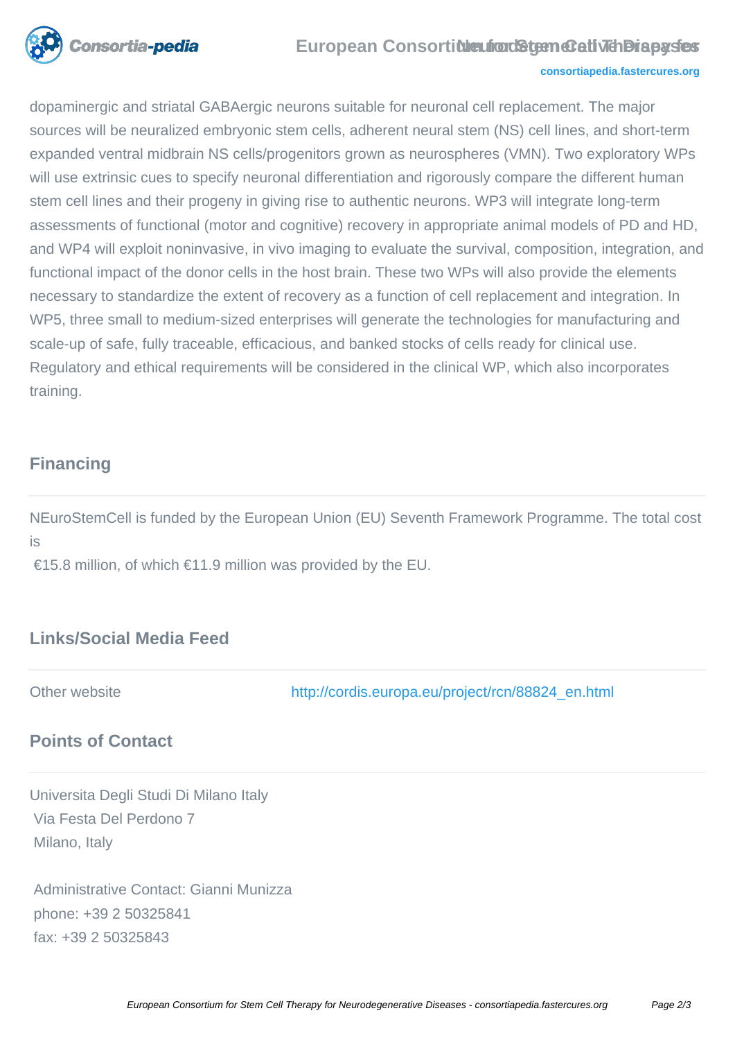dopaminergic and striatal GABAergic neurons suitable for neuronal cell replacement. The major sources will be neuralized embryonic stem cells, adherent neural stem (NS) cell lines, and short-term expanded ventral midbrain NS cells/progenitors grown as neurospheres (VMN). Two exploratory WPs will use extrinsic cues to specify neuronal differentiation and rigorously compare the different human stem cell lines and their progeny in giving rise to authentic neurons. WP3 will integrate long-term assessments of functional (motor and cognitive) recovery in appropriate animal models of PD and HD, and WP4 will exploit noninvasive, in vivo imaging to evaluate the survival, composition, integration, and functional impact of the donor cells in the host brain. These two WPs will also provide the elements necessary to standardize the extent of recovery as a function of cell replacement and integration. In WP5, three small to medium-sized enterprises will generate the technologies for manufacturing and scale-up of safe, fully traceable, efficacious, and banked stocks of cells ready for clinical use. Regulatory and ethical requirements will be considered in the clinical WP, which also incorporates training.

## Financing

NEuroStemCell is funded by the European Union (EU) Seventh Framework Programme. The total cost is

€15.8 million, of which €11.9 million was provided by the EU.

## Links/Social Media Feed

Other website http://cordis.europa.eu/project/rcn/88824_en.html

## Points of Contact

Universita Degli Studi Di Milano Italy
Via Festa Del Perdono 7
Milano, Italy

Administrative Contact: Gianni Munizza
phone: +39 2 50325841
fax: +39 2 50325843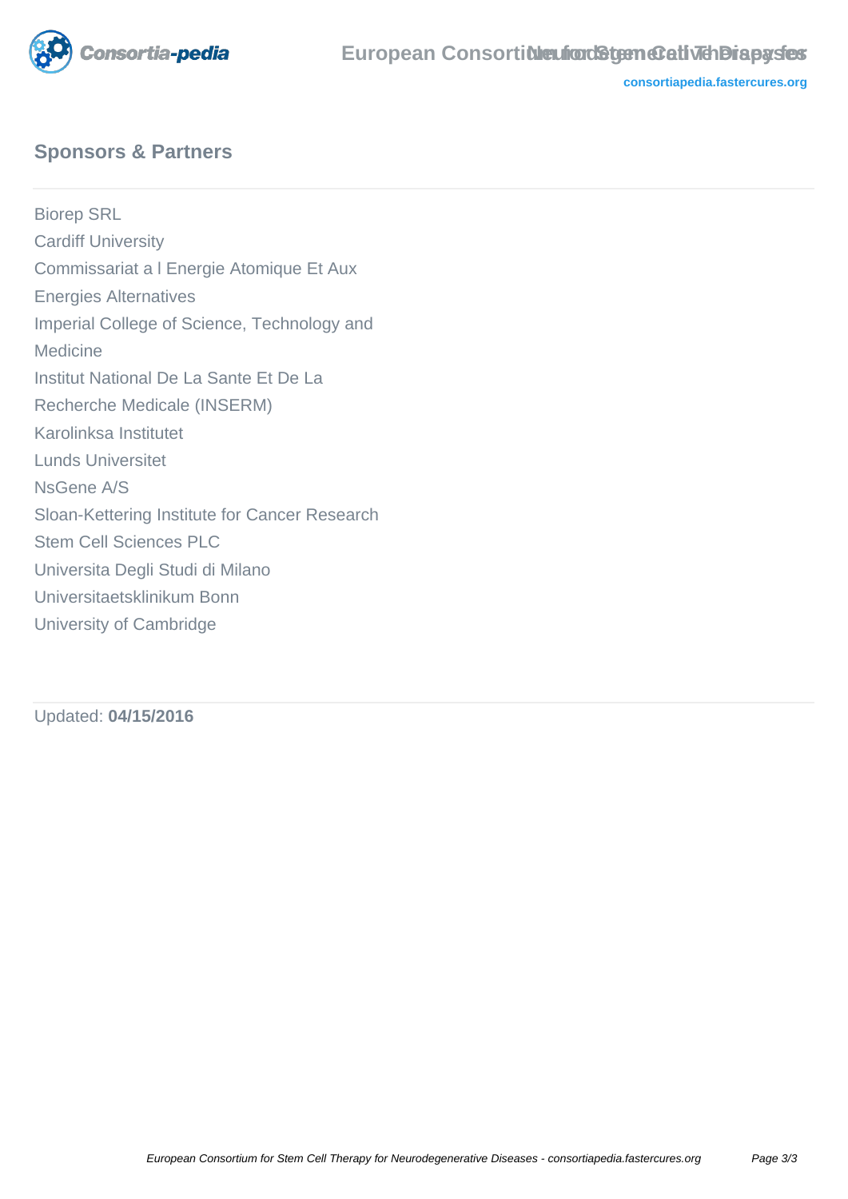## Sponsors & Partners

Biorep SRL
Cardiff University
Commissariat a l Energie Atomique Et Aux Energies Alternatives
Imperial College of Science, Technology and Medicine
Institut National De La Sante Et De La Recherche Medicale (INSERM)
Karolinksa Institutet
Lunds Universitet
NsGene A/S
Sloan-Kettering Institute for Cancer Research
Stem Cell Sciences PLC
Universita Degli Studi di Milano
Universitaetsklinikum Bonn
University of Cambridge

Updated: **04/15/2016**